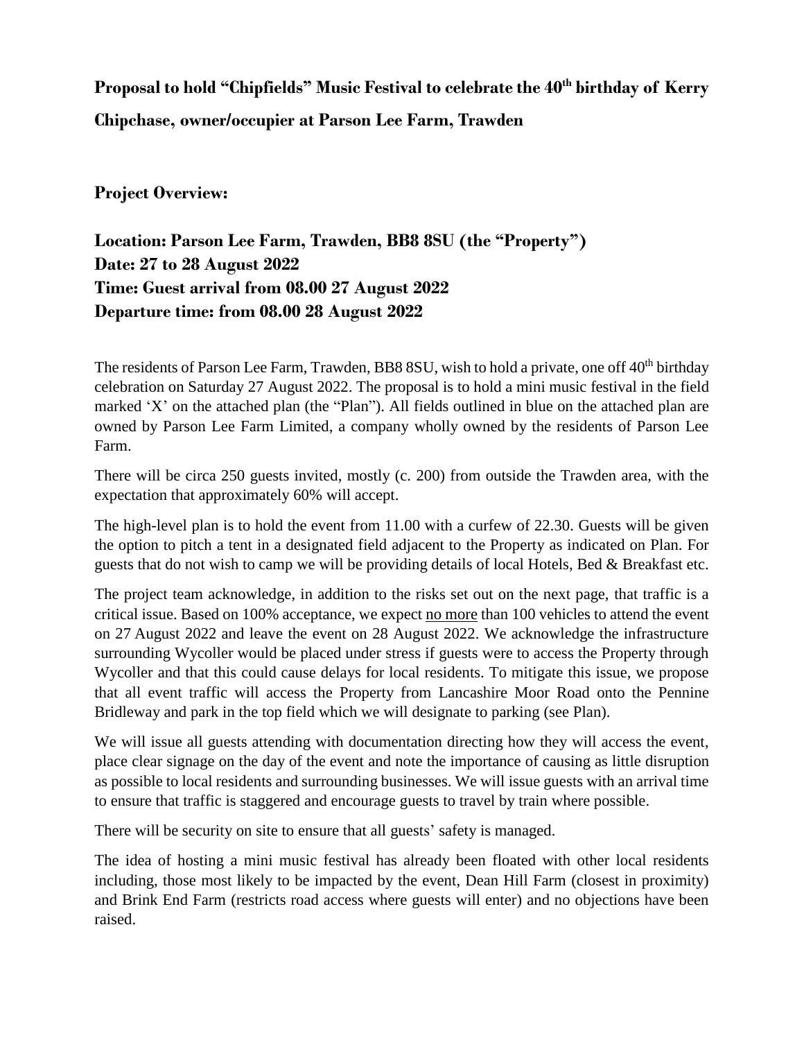# Proposal to hold "Chipfields" Music Festival to celebrate the 40th birthday of Kerry Chipchase, owner/occupier at Parson Lee Farm, Trawden

## Project Overview:

### Location: Parson Lee Farm, Trawden, BB8 8SU (the "Property")
### Date: 27 to 28 August 2022
### Time: Guest arrival from 08.00 27 August 2022
### Departure time: from 08.00 28 August 2022

The residents of Parson Lee Farm, Trawden, BB8 8SU, wish to hold a private, one off 40th birthday celebration on Saturday 27 August 2022. The proposal is to hold a mini music festival in the field marked 'X' on the attached plan (the "Plan"). All fields outlined in blue on the attached plan are owned by Parson Lee Farm Limited, a company wholly owned by the residents of Parson Lee Farm.

There will be circa 250 guests invited, mostly (c. 200) from outside the Trawden area, with the expectation that approximately 60% will accept.

The high-level plan is to hold the event from 11.00 with a curfew of 22.30. Guests will be given the option to pitch a tent in a designated field adjacent to the Property as indicated on Plan. For guests that do not wish to camp we will be providing details of local Hotels, Bed & Breakfast etc.

The project team acknowledge, in addition to the risks set out on the next page, that traffic is a critical issue. Based on 100% acceptance, we expect no more than 100 vehicles to attend the event on 27 August 2022 and leave the event on 28 August 2022. We acknowledge the infrastructure surrounding Wycoller would be placed under stress if guests were to access the Property through Wycoller and that this could cause delays for local residents. To mitigate this issue, we propose that all event traffic will access the Property from Lancashire Moor Road onto the Pennine Bridleway and park in the top field which we will designate to parking (see Plan).

We will issue all guests attending with documentation directing how they will access the event, place clear signage on the day of the event and note the importance of causing as little disruption as possible to local residents and surrounding businesses. We will issue guests with an arrival time to ensure that traffic is staggered and encourage guests to travel by train where possible.

There will be security on site to ensure that all guests' safety is managed.

The idea of hosting a mini music festival has already been floated with other local residents including, those most likely to be impacted by the event, Dean Hill Farm (closest in proximity) and Brink End Farm (restricts road access where guests will enter) and no objections have been raised.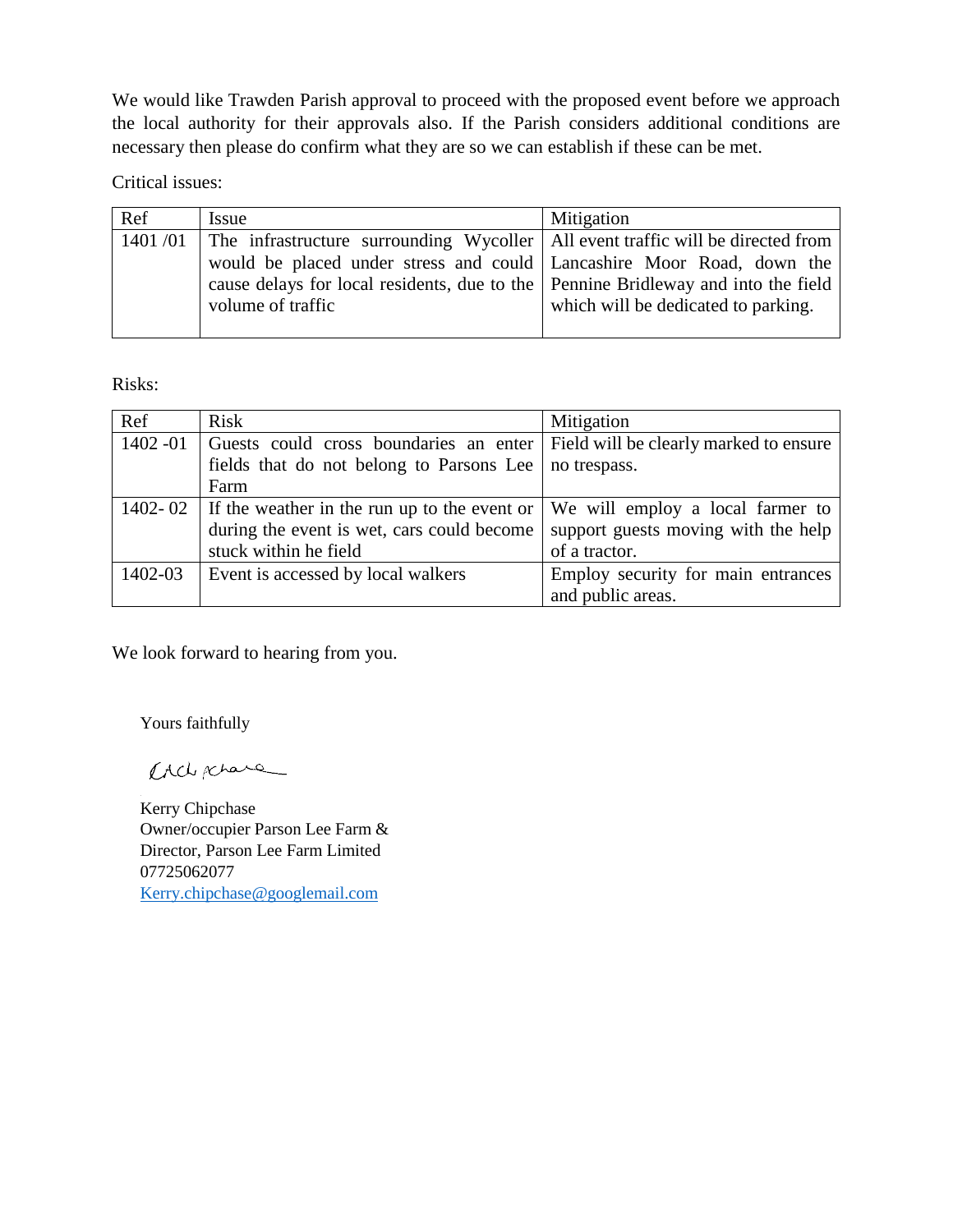We would like Trawden Parish approval to proceed with the proposed event before we approach the local authority for their approvals also. If the Parish considers additional conditions are necessary then please do confirm what they are so we can establish if these can be met.

Critical issues:

| Ref | Issue | Mitigation |
|---|---|---|
| 1401 /01 | The infrastructure surrounding Wycoller would be placed under stress and could cause delays for local residents, due to the volume of traffic | All event traffic will be directed from Lancashire Moor Road, down the Pennine Bridleway and into the field which will be dedicated to parking. |

Risks:

| Ref | Risk | Mitigation |
|---|---|---|
| 1402 -01 | Guests could cross boundaries an enter fields that do not belong to Parsons Lee Farm | Field will be clearly marked to ensure no trespass. |
| 1402- 02 | If the weather in the run up to the event or during the event is wet, cars could become stuck within he field | We will employ a local farmer to support guests moving with the help of a tractor. |
| 1402-03 | Event is accessed by local walkers | Employ security for main entrances and public areas. |

We look forward to hearing from you.

Yours faithfully

Kerry Chipchase
Owner/occupier Parson Lee Farm &
Director, Parson Lee Farm Limited
07725062077
Kerry.chipchase@googlemail.com